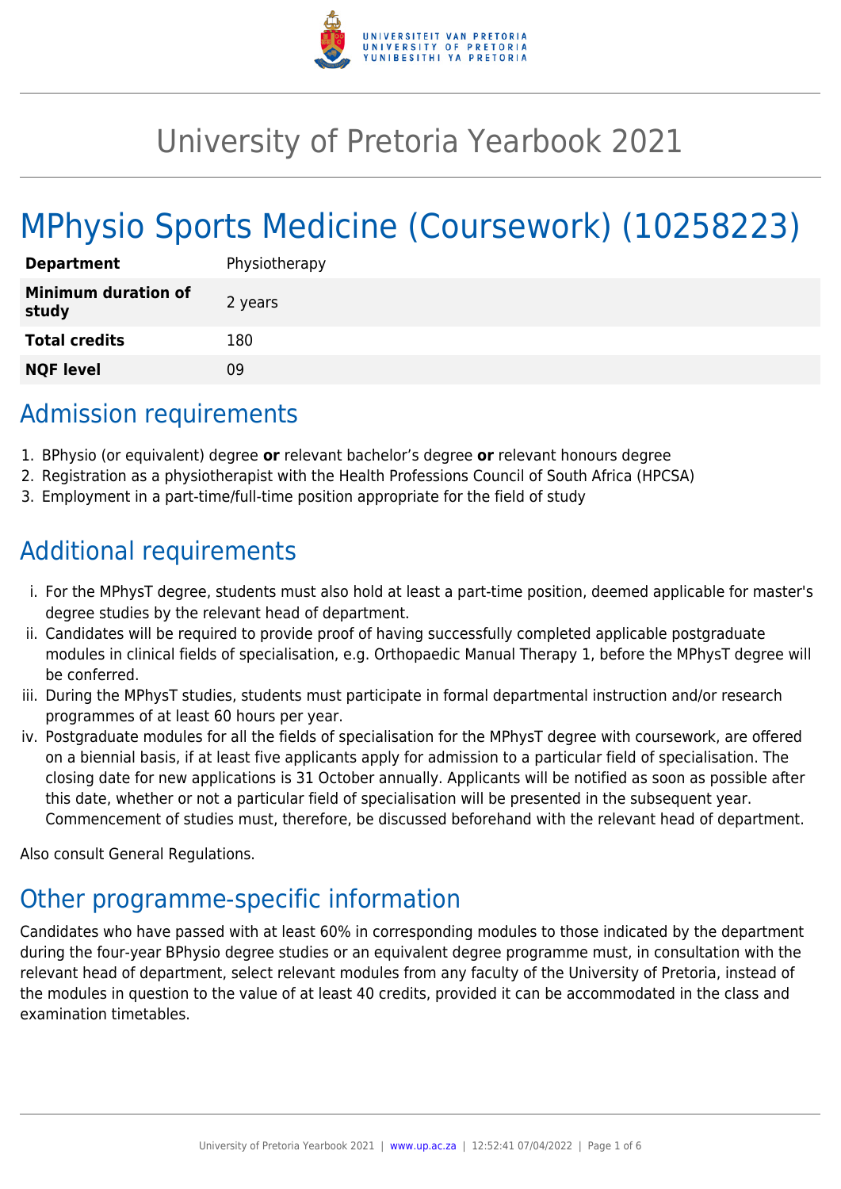# University of Pretoria Yearbook 2021

# MPhysio Sports Medicine (Coursework) (10258223)

| | |
|---|---|
| **Department** | Physiotherapy |
| **Minimum duration of study** | 2 years |
| **Total credits** | 180 |
| **NQF level** | 09 |

## Admission requirements

1. BPhysio (or equivalent) degree **or** relevant bachelor's degree **or** relevant honours degree
2. Registration as a physiotherapist with the Health Professions Council of South Africa (HPCSA)
3. Employment in a part-time/full-time position appropriate for the field of study

## Additional requirements

i. For the MPhysT degree, students must also hold at least a part-time position, deemed applicable for master's degree studies by the relevant head of department.
ii. Candidates will be required to provide proof of having successfully completed applicable postgraduate modules in clinical fields of specialisation, e.g. Orthopaedic Manual Therapy 1, before the MPhysT degree will be conferred.
iii. During the MPhysT studies, students must participate in formal departmental instruction and/or research programmes of at least 60 hours per year.
iv. Postgraduate modules for all the fields of specialisation for the MPhysT degree with coursework, are offered on a biennial basis, if at least five applicants apply for admission to a particular field of specialisation. The closing date for new applications is 31 October annually. Applicants will be notified as soon as possible after this date, whether or not a particular field of specialisation will be presented in the subsequent year. Commencement of studies must, therefore, be discussed beforehand with the relevant head of department.

Also consult General Regulations.

## Other programme-specific information

Candidates who have passed with at least 60% in corresponding modules to those indicated by the department during the four-year BPhysio degree studies or an equivalent degree programme must, in consultation with the relevant head of department, select relevant modules from any faculty of the University of Pretoria, instead of the modules in question to the value of at least 40 credits, provided it can be accommodated in the class and examination timetables.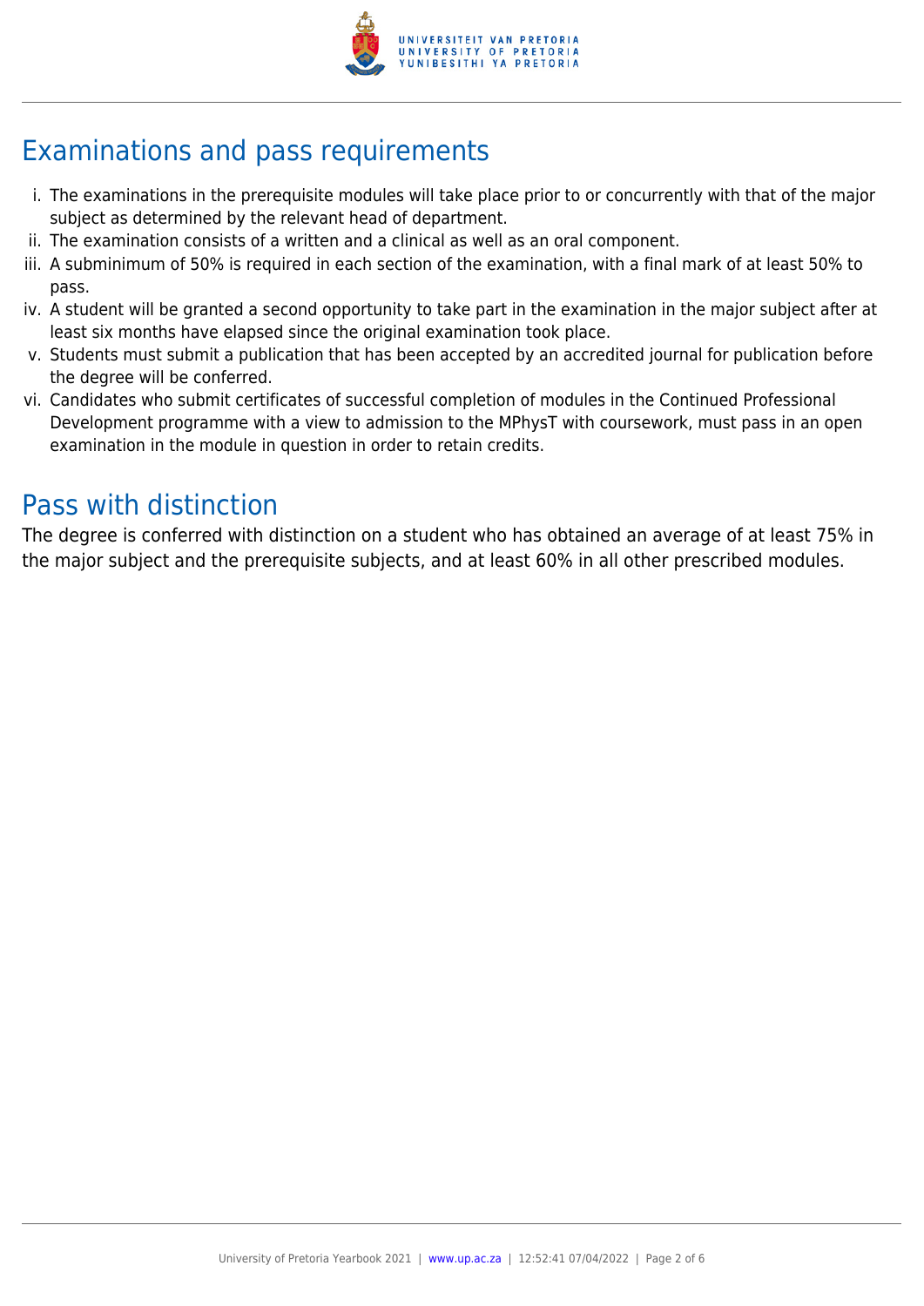## Examinations and pass requirements

i. The examinations in the prerequisite modules will take place prior to or concurrently with that of the major subject as determined by the relevant head of department.
ii. The examination consists of a written and a clinical as well as an oral component.
iii. A subminimum of 50% is required in each section of the examination, with a final mark of at least 50% to pass.
iv. A student will be granted a second opportunity to take part in the examination in the major subject after at least six months have elapsed since the original examination took place.
v. Students must submit a publication that has been accepted by an accredited journal for publication before the degree will be conferred.
vi. Candidates who submit certificates of successful completion of modules in the Continued Professional Development programme with a view to admission to the MPhysT with coursework, must pass in an open examination in the module in question in order to retain credits.

## Pass with distinction

The degree is conferred with distinction on a student who has obtained an average of at least 75% in the major subject and the prerequisite subjects, and at least 60% in all other prescribed modules.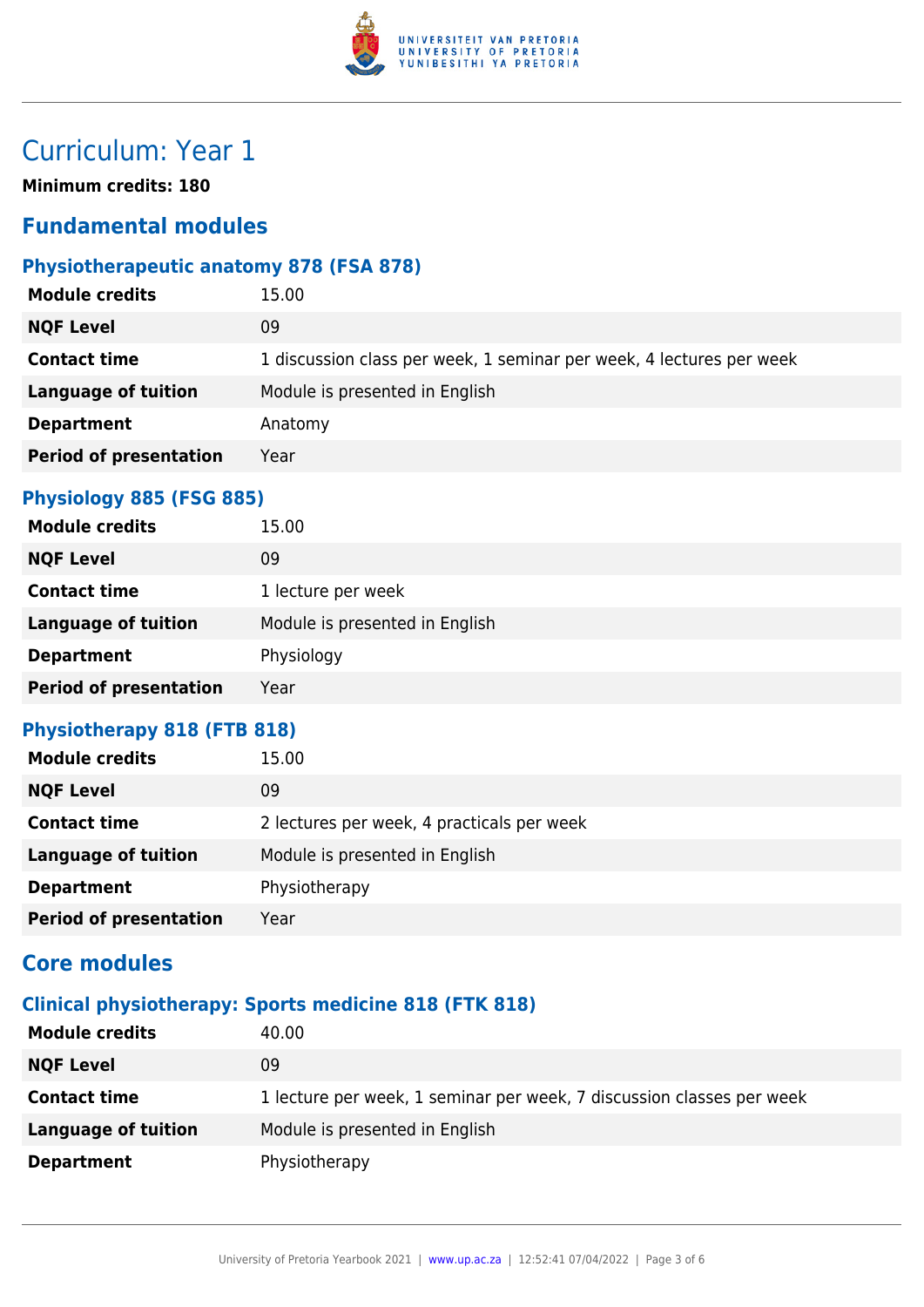# Curriculum: Year 1

**Minimum credits: 180**

## Fundamental modules

### Physiotherapeutic anatomy 878 (FSA 878)

| | |
|---|---|
| **Module credits** | 15.00 |
| **NQF Level** | 09 |
| **Contact time** | 1 discussion class per week, 1 seminar per week, 4 lectures per week |
| **Language of tuition** | Module is presented in English |
| **Department** | Anatomy |
| **Period of presentation** | Year |

### Physiology 885 (FSG 885)

| | |
|---|---|
| **Module credits** | 15.00 |
| **NQF Level** | 09 |
| **Contact time** | 1 lecture per week |
| **Language of tuition** | Module is presented in English |
| **Department** | Physiology |
| **Period of presentation** | Year |

### Physiotherapy 818 (FTB 818)

| | |
|---|---|
| **Module credits** | 15.00 |
| **NQF Level** | 09 |
| **Contact time** | 2 lectures per week, 4 practicals per week |
| **Language of tuition** | Module is presented in English |
| **Department** | Physiotherapy |
| **Period of presentation** | Year |

## Core modules

### Clinical physiotherapy: Sports medicine 818 (FTK 818)

| | |
|---|---|
| **Module credits** | 40.00 |
| **NQF Level** | 09 |
| **Contact time** | 1 lecture per week, 1 seminar per week, 7 discussion classes per week |
| **Language of tuition** | Module is presented in English |
| **Department** | Physiotherapy |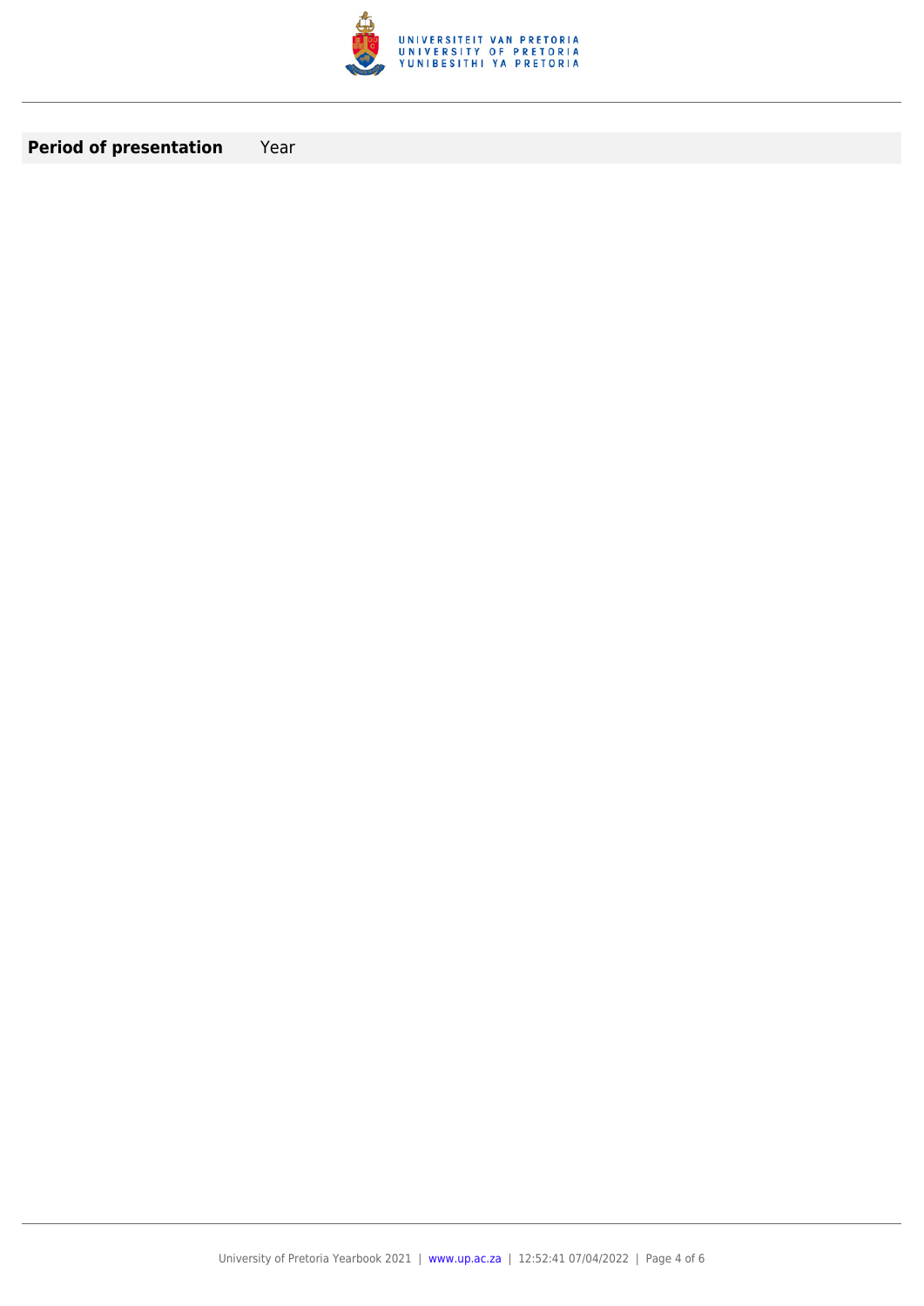| **Period of presentation** | Year |
| --- | --- |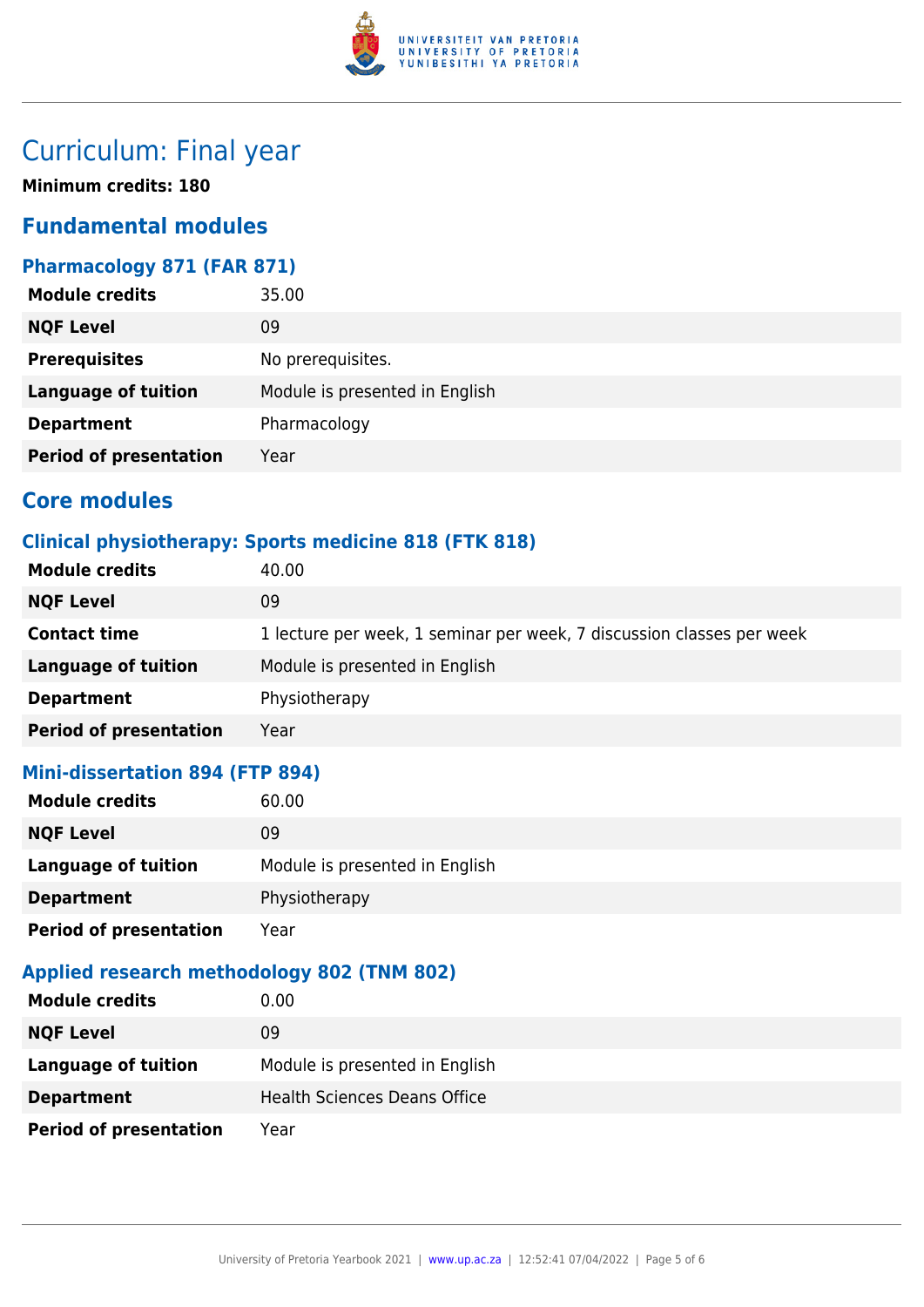# Curriculum: Final year

**Minimum credits: 180**

## Fundamental modules

### Pharmacology 871 (FAR 871)

| | |
|---|---|
| **Module credits** | 35.00 |
| **NQF Level** | 09 |
| **Prerequisites** | No prerequisites. |
| **Language of tuition** | Module is presented in English |
| **Department** | Pharmacology |
| **Period of presentation** | Year |

## Core modules

### Clinical physiotherapy: Sports medicine 818 (FTK 818)

| | |
|---|---|
| **Module credits** | 40.00 |
| **NQF Level** | 09 |
| **Contact time** | 1 lecture per week, 1 seminar per week, 7 discussion classes per week |
| **Language of tuition** | Module is presented in English |
| **Department** | Physiotherapy |
| **Period of presentation** | Year |

### Mini-dissertation 894 (FTP 894)

| | |
|---|---|
| **Module credits** | 60.00 |
| **NQF Level** | 09 |
| **Language of tuition** | Module is presented in English |
| **Department** | Physiotherapy |
| **Period of presentation** | Year |

### Applied research methodology 802 (TNM 802)

| | |
|---|---|
| **Module credits** | 0.00 |
| **NQF Level** | 09 |
| **Language of tuition** | Module is presented in English |
| **Department** | Health Sciences Deans Office |
| **Period of presentation** | Year |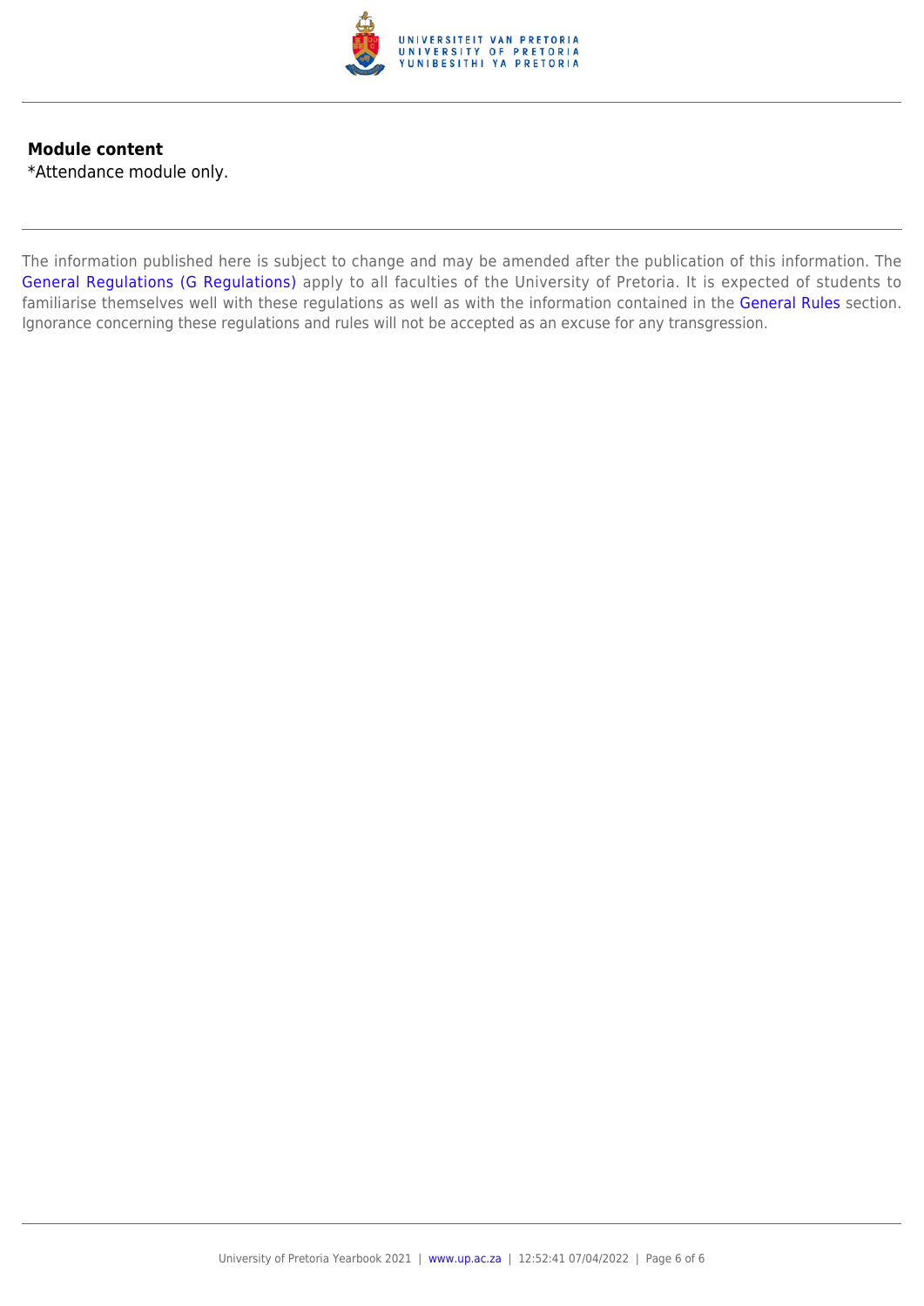**Module content**

*Attendance module only.

The information published here is subject to change and may be amended after the publication of this information. The General Regulations (G Regulations) apply to all faculties of the University of Pretoria. It is expected of students to familiarise themselves well with these regulations as well as with the information contained in the General Rules section. Ignorance concerning these regulations and rules will not be accepted as an excuse for any transgression.